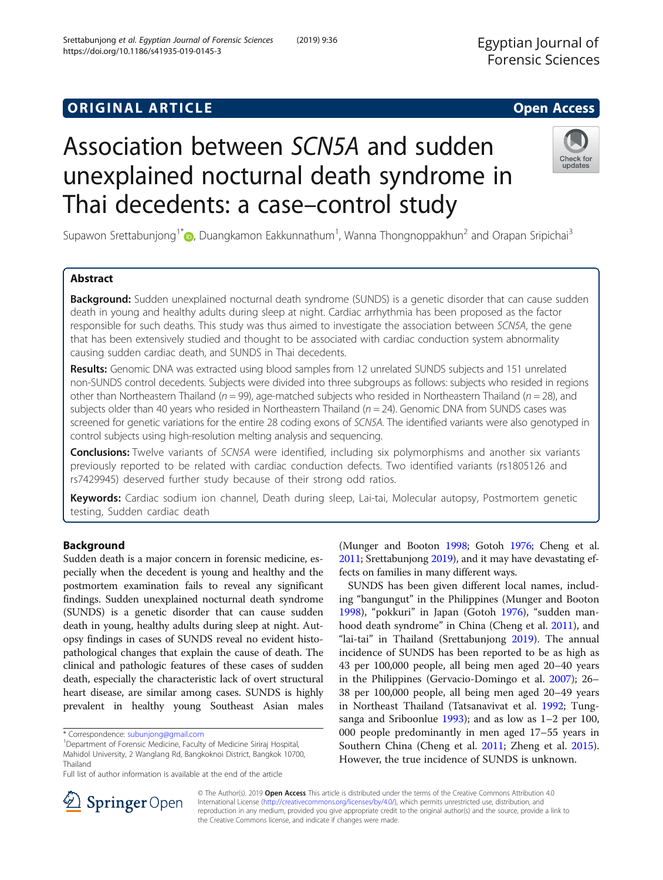ORIGINAL ARTICLE

Open Access

# Association between *SCN5A* and sudden unexplained nocturnal death syndrome in Thai decedents: a case–control study

Supawon Srettabunjong[1*], Duangkamon Eakkunnathum[1], Wanna Thongnoppakhun[2] and Orapan Sripichai[3]

## Abstract

**Background:** Sudden unexplained nocturnal death syndrome (SUNDS) is a genetic disorder that can cause sudden death in young and healthy adults during sleep at night. Cardiac arrhythmia has been proposed as the factor responsible for such deaths. This study was thus aimed to investigate the association between *SCN5A*, the gene that has been extensively studied and thought to be associated with cardiac conduction system abnormality causing sudden cardiac death, and SUNDS in Thai decedents.

**Results:** Genomic DNA was extracted using blood samples from 12 unrelated SUNDS subjects and 151 unrelated non-SUNDS control decedents. Subjects were divided into three subgroups as follows: subjects who resided in regions other than Northeastern Thailand ($n = 99$), age-matched subjects who resided in Northeastern Thailand ($n = 28$), and subjects older than 40 years who resided in Northeastern Thailand ($n = 24$). Genomic DNA from SUNDS cases was screened for genetic variations for the entire 28 coding exons of *SCN5A*. The identified variants were also genotyped in control subjects using high-resolution melting analysis and sequencing.

**Conclusions:** Twelve variants of *SCN5A* were identified, including six polymorphisms and another six variants previously reported to be related with cardiac conduction defects. Two identified variants (rs1805126 and rs7429945) deserved further study because of their strong odd ratios.

**Keywords:** Cardiac sodium ion channel, Death during sleep, Lai-tai, Molecular autopsy, Postmortem genetic testing, Sudden cardiac death

## Background

Sudden death is a major concern in forensic medicine, especially when the decedent is young and healthy and the postmortem examination fails to reveal any significant findings. Sudden unexplained nocturnal death syndrome (SUNDS) is a genetic disorder that can cause sudden death in young, healthy adults during sleep at night. Autopsy findings in cases of SUNDS reveal no evident histopathological changes that explain the cause of death. The clinical and pathologic features of these cases of sudden death, especially the characteristic lack of overt structural heart disease, are similar among cases. SUNDS is highly prevalent in healthy young Southeast Asian males (Munger and Booton 1998; Gotoh 1976; Cheng et al. 2011; Srettabunjong 2019), and it may have devastating effects on families in many different ways.

SUNDS has been given different local names, including "bangungut" in the Philippines (Munger and Booton 1998), "pokkuri" in Japan (Gotoh 1976), "sudden manhood death syndrome" in China (Cheng et al. 2011), and "lai-tai" in Thailand (Srettabunjong 2019). The annual incidence of SUNDS has been reported to be as high as 43 per 100,000 people, all being men aged 20–40 years in the Philippines (Gervacio-Domingo et al. 2007); 26–38 per 100,000 people, all being men aged 20–49 years in Northeast Thailand (Tatsanavivat et al. 1992; Tungsanga and Sriboonlue 1993); and as low as 1–2 per 100,000 people predominantly in men aged 17–55 years in Southern China (Cheng et al. 2011; Zheng et al. 2015). However, the true incidence of SUNDS is unknown.

\* Correspondence: subunjong@gmail.com
[1]Department of Forensic Medicine, Faculty of Medicine Siriraj Hospital, Mahidol University, 2 Wanglang Rd, Bangkoknoi District, Bangkok 10700, Thailand
Full list of author information is available at the end of the article

© The Author(s). 2019 **Open Access** This article is distributed under the terms of the Creative Commons Attribution 4.0 International License (http://creativecommons.org/licenses/by/4.0/), which permits unrestricted use, distribution, and reproduction in any medium, provided you give appropriate credit to the original author(s) and the source, provide a link to the Creative Commons license, and indicate if changes were made.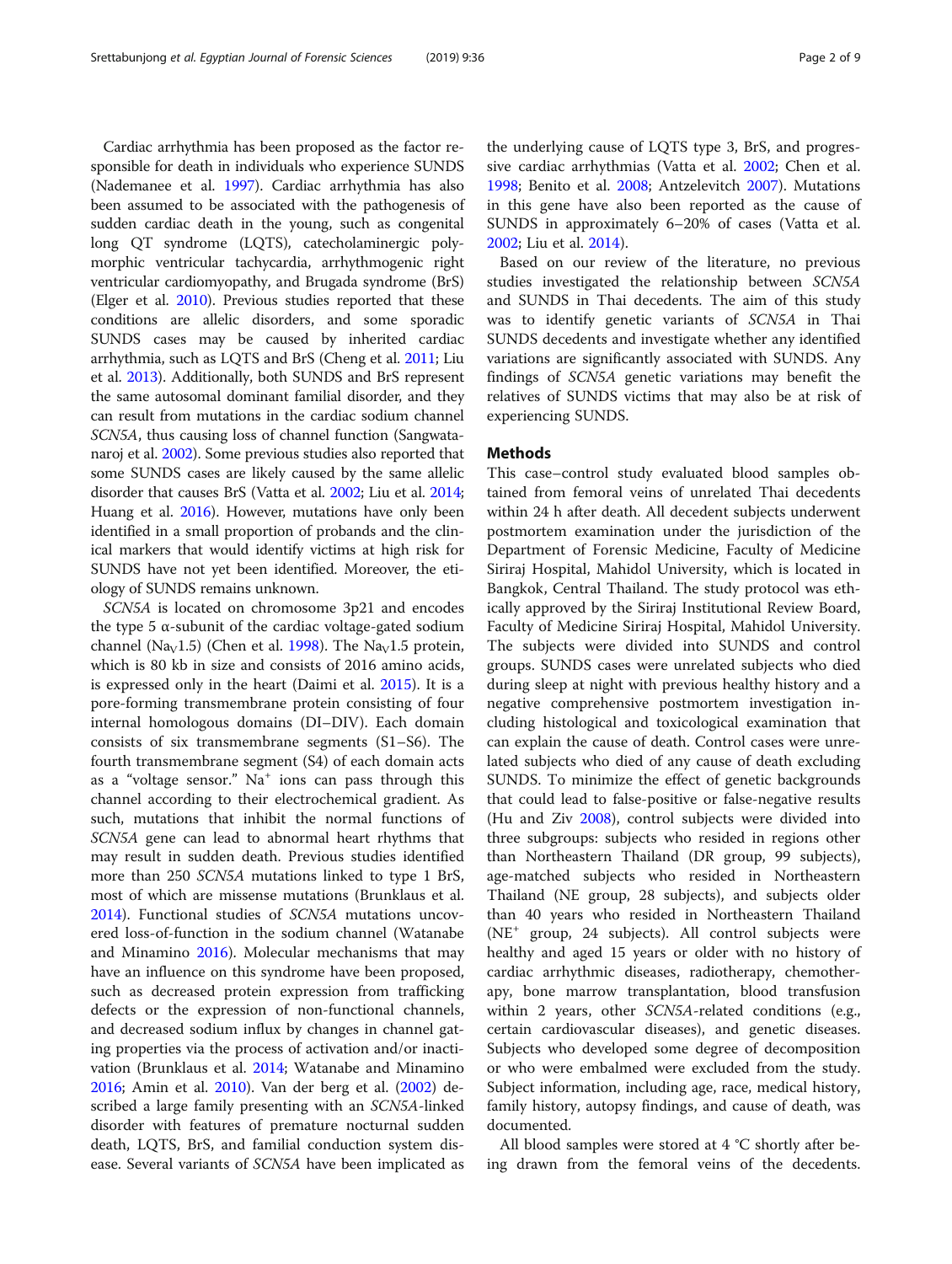Cardiac arrhythmia has been proposed as the factor responsible for death in individuals who experience SUNDS (Nademanee et al. 1997). Cardiac arrhythmia has also been assumed to be associated with the pathogenesis of sudden cardiac death in the young, such as congenital long QT syndrome (LQTS), catecholaminergic polymorphic ventricular tachycardia, arrhythmogenic right ventricular cardiomyopathy, and Brugada syndrome (BrS) (Elger et al. 2010). Previous studies reported that these conditions are allelic disorders, and some sporadic SUNDS cases may be caused by inherited cardiac arrhythmia, such as LQTS and BrS (Cheng et al. 2011; Liu et al. 2013). Additionally, both SUNDS and BrS represent the same autosomal dominant familial disorder, and they can result from mutations in the cardiac sodium channel *SCN5A*, thus causing loss of channel function (Sangwatanaroj et al. 2002). Some previous studies also reported that some SUNDS cases are likely caused by the same allelic disorder that causes BrS (Vatta et al. 2002; Liu et al. 2014; Huang et al. 2016). However, mutations have only been identified in a small proportion of probands and the clinical markers that would identify victims at high risk for SUNDS have not yet been identified. Moreover, the etiology of SUNDS remains unknown.

*SCN5A* is located on chromosome 3p21 and encodes the type 5 α-subunit of the cardiac voltage-gated sodium channel ($Na_V1.5$) (Chen et al. 1998). The $Na_V1.5$ protein, which is 80 kb in size and consists of 2016 amino acids, is expressed only in the heart (Daimi et al. 2015). It is a pore-forming transmembrane protein consisting of four internal homologous domains (DI–DIV). Each domain consists of six transmembrane segments (S1–S6). The fourth transmembrane segment (S4) of each domain acts as a "voltage sensor." $Na^+$ ions can pass through this channel according to their electrochemical gradient. As such, mutations that inhibit the normal functions of *SCN5A* gene can lead to abnormal heart rhythms that may result in sudden death. Previous studies identified more than 250 *SCN5A* mutations linked to type 1 BrS, most of which are missense mutations (Brunklaus et al. 2014). Functional studies of *SCN5A* mutations uncovered loss-of-function in the sodium channel (Watanabe and Minamino 2016). Molecular mechanisms that may have an influence on this syndrome have been proposed, such as decreased protein expression from trafficking defects or the expression of non-functional channels, and decreased sodium influx by changes in channel gating properties via the process of activation and/or inactivation (Brunklaus et al. 2014; Watanabe and Minamino 2016; Amin et al. 2010). Van der berg et al. (2002) described a large family presenting with an *SCN5A*-linked disorder with features of premature nocturnal sudden death, LQTS, BrS, and familial conduction system disease. Several variants of *SCN5A* have been implicated as the underlying cause of LQTS type 3, BrS, and progressive cardiac arrhythmias (Vatta et al. 2002; Chen et al. 1998; Benito et al. 2008; Antzelevitch 2007). Mutations in this gene have also been reported as the cause of SUNDS in approximately 6–20% of cases (Vatta et al. 2002; Liu et al. 2014).

Based on our review of the literature, no previous studies investigated the relationship between *SCN5A* and SUNDS in Thai decedents. The aim of this study was to identify genetic variants of *SCN5A* in Thai SUNDS decedents and investigate whether any identified variations are significantly associated with SUNDS. Any findings of *SCN5A* genetic variations may benefit the relatives of SUNDS victims that may also be at risk of experiencing SUNDS.

## Methods

This case–control study evaluated blood samples obtained from femoral veins of unrelated Thai decedents within 24 h after death. All decedent subjects underwent postmortem examination under the jurisdiction of the Department of Forensic Medicine, Faculty of Medicine Siriraj Hospital, Mahidol University, which is located in Bangkok, Central Thailand. The study protocol was ethically approved by the Siriraj Institutional Review Board, Faculty of Medicine Siriraj Hospital, Mahidol University. The subjects were divided into SUNDS and control groups. SUNDS cases were unrelated subjects who died during sleep at night with previous healthy history and a negative comprehensive postmortem investigation including histological and toxicological examination that can explain the cause of death. Control cases were unrelated subjects who died of any cause of death excluding SUNDS. To minimize the effect of genetic backgrounds that could lead to false-positive or false-negative results (Hu and Ziv 2008), control subjects were divided into three subgroups: subjects who resided in regions other than Northeastern Thailand (DR group, 99 subjects), age-matched subjects who resided in Northeastern Thailand (NE group, 28 subjects), and subjects older than 40 years who resided in Northeastern Thailand ($NE^+$ group, 24 subjects). All control subjects were healthy and aged 15 years or older with no history of cardiac arrhythmic diseases, radiotherapy, chemotherapy, bone marrow transplantation, blood transfusion within 2 years, other *SCN5A*-related conditions (e.g., certain cardiovascular diseases), and genetic diseases. Subjects who developed some degree of decomposition or who were embalmed were excluded from the study. Subject information, including age, race, medical history, family history, autopsy findings, and cause of death, was documented.

All blood samples were stored at 4 °C shortly after being drawn from the femoral veins of the decedents.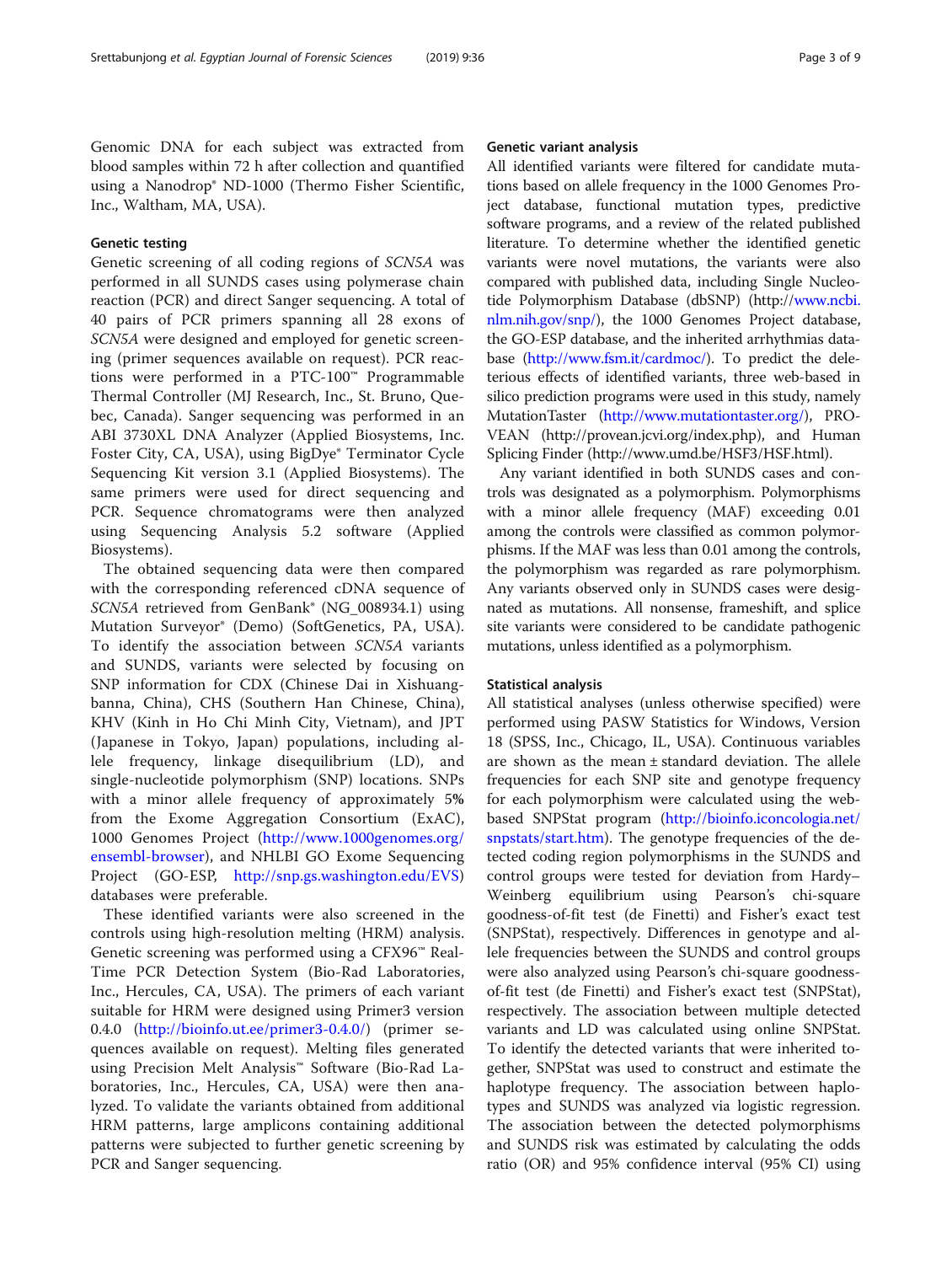Genomic DNA for each subject was extracted from blood samples within 72 h after collection and quantified using a Nanodrop® ND-1000 (Thermo Fisher Scientific, Inc., Waltham, MA, USA).

### Genetic testing

Genetic screening of all coding regions of *SCN5A* was performed in all SUNDS cases using polymerase chain reaction (PCR) and direct Sanger sequencing. A total of 40 pairs of PCR primers spanning all 28 exons of *SCN5A* were designed and employed for genetic screening (primer sequences available on request). PCR reactions were performed in a PTC-100™ Programmable Thermal Controller (MJ Research, Inc., St. Bruno, Quebec, Canada). Sanger sequencing was performed in an ABI 3730XL DNA Analyzer (Applied Biosystems, Inc. Foster City, CA, USA), using BigDye® Terminator Cycle Sequencing Kit version 3.1 (Applied Biosystems). The same primers were used for direct sequencing and PCR. Sequence chromatograms were then analyzed using Sequencing Analysis 5.2 software (Applied Biosystems).

The obtained sequencing data were then compared with the corresponding referenced cDNA sequence of *SCN5A* retrieved from GenBank® (NG_008934.1) using Mutation Surveyor® (Demo) (SoftGenetics, PA, USA). To identify the association between *SCN5A* variants and SUNDS, variants were selected by focusing on SNP information for CDX (Chinese Dai in Xishuangbanna, China), CHS (Southern Han Chinese, China), KHV (Kinh in Ho Chi Minh City, Vietnam), and JPT (Japanese in Tokyo, Japan) populations, including allele frequency, linkage disequilibrium (LD), and single-nucleotide polymorphism (SNP) locations. SNPs with a minor allele frequency of approximately 5% from the Exome Aggregation Consortium (ExAC), 1000 Genomes Project (http://www.1000genomes.org/ensembl-browser), and NHLBI GO Exome Sequencing Project (GO-ESP, http://snp.gs.washington.edu/EVS) databases were preferable.

These identified variants were also screened in the controls using high-resolution melting (HRM) analysis. Genetic screening was performed using a CFX96™ Real-Time PCR Detection System (Bio-Rad Laboratories, Inc., Hercules, CA, USA). The primers of each variant suitable for HRM were designed using Primer3 version 0.4.0 (http://bioinfo.ut.ee/primer3-0.4.0/) (primer sequences available on request). Melting files generated using Precision Melt Analysis™ Software (Bio-Rad Laboratories, Inc., Hercules, CA, USA) were then analyzed. To validate the variants obtained from additional HRM patterns, large amplicons containing additional patterns were subjected to further genetic screening by PCR and Sanger sequencing.

### Genetic variant analysis

All identified variants were filtered for candidate mutations based on allele frequency in the 1000 Genomes Project database, functional mutation types, predictive software programs, and a review of the related published literature. To determine whether the identified genetic variants were novel mutations, the variants were also compared with published data, including Single Nucleotide Polymorphism Database (dbSNP) (http://www.ncbi.nlm.nih.gov/snp/), the 1000 Genomes Project database, the GO-ESP database, and the inherited arrhythmias database (http://www.fsm.it/cardmoc/). To predict the deleterious effects of identified variants, three web-based in silico prediction programs were used in this study, namely MutationTaster (http://www.mutationtaster.org/), PROVEAN (http://provean.jcvi.org/index.php), and Human Splicing Finder (http://www.umd.be/HSF3/HSF.html).

Any variant identified in both SUNDS cases and controls was designated as a polymorphism. Polymorphisms with a minor allele frequency (MAF) exceeding 0.01 among the controls were classified as common polymorphisms. If the MAF was less than 0.01 among the controls, the polymorphism was regarded as rare polymorphism. Any variants observed only in SUNDS cases were designated as mutations. All nonsense, frameshift, and splice site variants were considered to be candidate pathogenic mutations, unless identified as a polymorphism.

### Statistical analysis

All statistical analyses (unless otherwise specified) were performed using PASW Statistics for Windows, Version 18 (SPSS, Inc., Chicago, IL, USA). Continuous variables are shown as the mean ± standard deviation. The allele frequencies for each SNP site and genotype frequency for each polymorphism were calculated using the web-based SNPStat program (http://bioinfo.iconcologia.net/snpstats/start.htm). The genotype frequencies of the detected coding region polymorphisms in the SUNDS and control groups were tested for deviation from Hardy–Weinberg equilibrium using Pearson's chi-square goodness-of-fit test (de Finetti) and Fisher's exact test (SNPStat), respectively. Differences in genotype and allele frequencies between the SUNDS and control groups were also analyzed using Pearson's chi-square goodness-of-fit test (de Finetti) and Fisher's exact test (SNPStat), respectively. The association between multiple detected variants and LD was calculated using online SNPStat. To identify the detected variants that were inherited together, SNPStat was used to construct and estimate the haplotype frequency. The association between haplotypes and SUNDS was analyzed via logistic regression. The association between the detected polymorphisms and SUNDS risk was estimated by calculating the odds ratio (OR) and 95% confidence interval (95% CI) using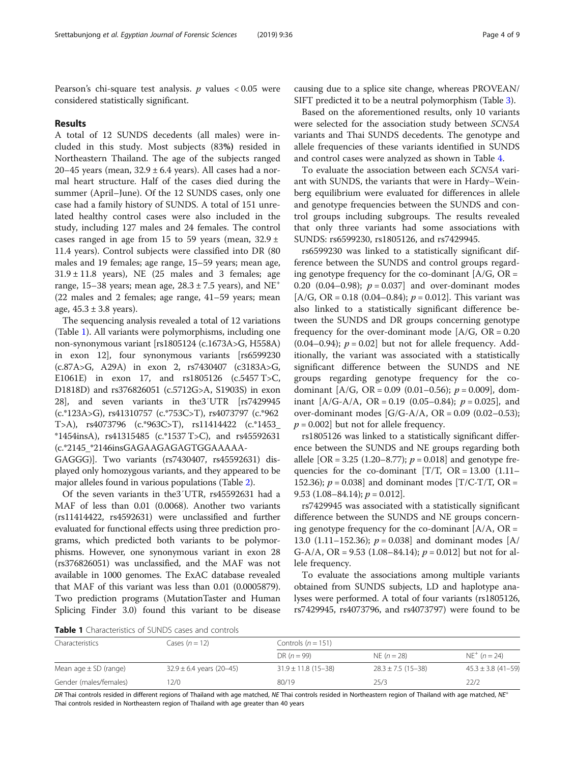Pearson's chi-square test analysis. $p$ values $< 0.05$ were considered statistically significant.

## Results

A total of 12 SUNDS decedents (all males) were included in this study. Most subjects (83%) resided in Northeastern Thailand. The age of the subjects ranged 20–45 years (mean, 32.9 ± 6.4 years). All cases had a normal heart structure. Half of the cases died during the summer (April–June). Of the 12 SUNDS cases, only one case had a family history of SUNDS. A total of 151 unrelated healthy control cases were also included in the study, including 127 males and 24 females. The control cases ranged in age from 15 to 59 years (mean, 32.9 ± 11.4 years). Control subjects were classified into DR (80 males and 19 females; age range, 15–59 years; mean age, 31.9 ± 11.8 years), NE (25 males and 3 females; age range, 15–38 years; mean age, 28.3 ± 7.5 years), and NE$^{+}$ (22 males and 2 females; age range, 41–59 years; mean age, 45.3 ± 3.8 years).

The sequencing analysis revealed a total of 12 variations (Table 1). All variants were polymorphisms, including one non-synonymous variant [rs1805124 (c.1673A>G, H558A) in exon 12], four synonymous variants [rs6599230 (c.87A>G, A29A) in exon 2, rs7430407 (c3183A>G, E1061E) in exon 17, and rs1805126 (c.5457 T>C, D1818D) and rs376826051 (c.5712G>A, S1903S) in exon 28], and seven variants in the3′UTR [rs7429945 (c.*123A>G), rs41310757 (c.*753C>T), rs4073797 (c.*962 T>A), rs4073796 (c.*963C>T), rs11414422 (c.*1453_ *1454insA), rs41315485 (c.*1537 T>C), and rs45592631 (c.*2145_*2146insGAGAAGAGAGTGGAAAAA-GAGGG)]. Two variants (rs7430407, rs45592631) displayed only homozygous variants, and they appeared to be major alleles found in various populations (Table 2).

Of the seven variants in the3′UTR, rs45592631 had a MAF of less than 0.01 (0.0068). Another two variants (rs11414422, rs4592631) were unclassified and further evaluated for functional effects using three prediction programs, which predicted both variants to be polymorphisms. However, one synonymous variant in exon 28 (rs376826051) was unclassified, and the MAF was not available in 1000 genomes. The ExAC database revealed that MAF of this variant was less than 0.01 (0.0005879). Two prediction programs (MutationTaster and Human Splicing Finder 3.0) found this variant to be disease causing due to a splice site change, whereas PROVEAN/SIFT predicted it to be a neutral polymorphism (Table 3).

Based on the aforementioned results, only 10 variants were selected for the association study between *SCN5A* variants and Thai SUNDS decedents. The genotype and allele frequencies of these variants identified in SUNDS and control cases were analyzed as shown in Table 4.

To evaluate the association between each *SCN5A* variant with SUNDS, the variants that were in Hardy–Weinberg equilibrium were evaluated for differences in allele and genotype frequencies between the SUNDS and control groups including subgroups. The results revealed that only three variants had some associations with SUNDS: rs6599230, rs1805126, and rs7429945.

rs6599230 was linked to a statistically significant difference between the SUNDS and control groups regarding genotype frequency for the co-dominant [A/G, OR = 0.20 (0.04–0.98); $p = 0.037$] and over-dominant modes [A/G, OR = 0.18 (0.04–0.84); $p = 0.012$]. This variant was also linked to a statistically significant difference between the SUNDS and DR groups concerning genotype frequency for the over-dominant mode [A/G, OR = 0.20 (0.04–0.94); $p = 0.02$] but not for allele frequency. Additionally, the variant was associated with a statistically significant difference between the SUNDS and NE groups regarding genotype frequency for the co-dominant [A/G, OR = 0.09 (0.01–0.56); $p = 0.009$], dominant [A/G-A/A, OR = 0.19 (0.05–0.84); $p = 0.025$], and over-dominant modes [G/G-A/A, OR = 0.09 (0.02–0.53); $p = 0.002$] but not for allele frequency.

rs1805126 was linked to a statistically significant difference between the SUNDS and NE groups regarding both allele [OR = 3.25 (1.20–8.77); $p = 0.018$] and genotype frequencies for the co-dominant [T/T, OR = 13.00 (1.11–152.36); $p = 0.038$] and dominant modes [T/C-T/T, OR = 9.53 (1.08–84.14); $p = 0.012$].

rs7429945 was associated with a statistically significant difference between the SUNDS and NE groups concerning genotype frequency for the co-dominant [A/A, OR = 13.0 (1.11–152.36); $p = 0.038$] and dominant modes [A/G-A/A, OR = 9.53 (1.08–84.14); $p = 0.012$] but not for allele frequency.

To evaluate the associations among multiple variants obtained from SUNDS subjects, LD and haplotype analyses were performed. A total of four variants (rs1805126, rs7429945, rs4073796, and rs4073797) were found to be

**Table 1** Characteristics of SUNDS cases and controls

| Characteristics | Cases (n = 12) | Controls (n = 151) | | |
|---|---|---|---|---|
| | | DR (n = 99) | NE (n = 28) | NE$^{+}$ (n = 24) |
| Mean age ± SD (range) | 32.9 ± 6.4 years (20–45) | 31.9 ± 11.8 (15–38) | 28.3 ± 7.5 (15–38) | 45.3 ± 3.8 (41–59) |
| Gender (males/females) | 12/0 | 80/19 | 25/3 | 22/2 |

*DR* Thai controls resided in different regions of Thailand with age matched, *NE* Thai controls resided in Northeastern region of Thailand with age matched, *NE*$^{+}$ Thai controls resided in Northeastern region of Thailand with age greater than 40 years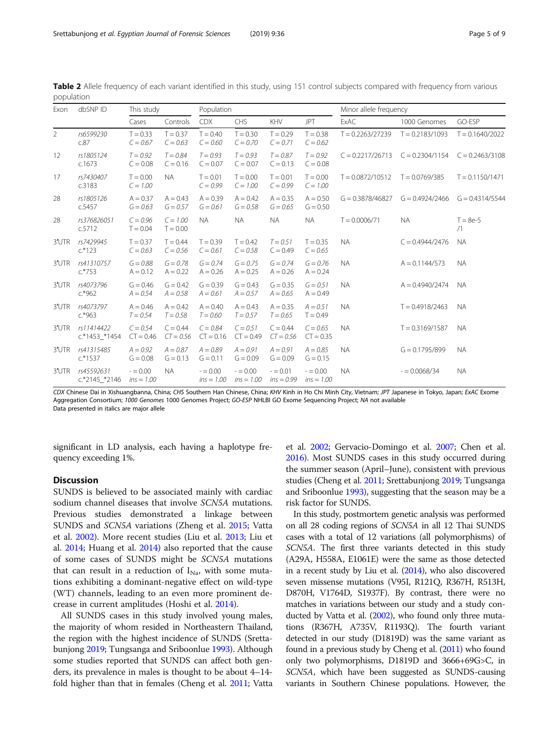**Table 2** Allele frequency of each variant identified in this study, using 151 control subjects compared with frequency from various population

| Exon | dbSNP ID | This study | | Population | | | | Minor allele frequency | | |
|---|---|---|---|---|---|---|---|---|---|---|
| | | Cases | Controls | CDX | CHS | KHV | JPT | ExAC | 1000 Genomes | GO-ESP |
| 2 | *rs6599230* c.87 | T = 0.33 *C = 0.67* | T = 0.37 *C = 0.63* | T = 0.40 *C = 0.60* | T = 0.30 *C = 0.70* | T = 0.29 *C = 0.71* | T = 0.38 *C = 0.62* | T = 0.2263/27239 | T = 0.2183/1093 | T = 0.1640/2022 |
| 12 | *rs1805124* c.1673 | *T = 0.92* C = 0.08 | *T = 0.84* C = 0.16 | *T = 0.93* C = 0.07 | *T = 0.93* C = 0.07 | *T = 0.87* C = 0.13 | *T = 0.92* C = 0.08 | C = 0.2217/26713 | C = 0.2304/1154 | C = 0.2463/3108 |
| 17 | *rs7430407* c.3183 | T = 0.00 *C = 1.00* | NA | T = 0.01 *C = 0.99* | T = 0.00 *C = 1.00* | T = 0.01 *C = 0.99* | T = 0.00 *C = 1.00* | T = 0.0872/10512 | T = 0.0769/385 | T = 0.1150/1471 |
| 28 | *rs1805126* c.5457 | A = 0.37 *G = 0.63* | A = 0.43 *G = 0.57* | A = 0.39 *G = 0.61* | A = 0.42 *G = 0.58* | A = 0.35 *G = 0.65* | A = 0.50 G = 0.50 | G = 0.3878/46827 | G = 0.4924/2466 | G = 0.4314/5544 |
| 28 | *rs376826051* c.5712 | *C = 0.96* T = 0.04 | *C = 1.00* T = 0.00 | NA | NA | NA | NA | T = 0.0006/71 | NA | T = 8e-5 /1 |
| 3'UTR | *rs7429945* c.*123 | T = 0.37 *C = 0.63* | T = 0.44 *C = 0.56* | T = 0.39 *C = 0.61* | T = 0.42 *C = 0.58* | *T = 0.51* C = 0.49 | T = 0.35 *C = 0.65* | NA | C = 0.4944/2476 | NA |
| 3'UTR | *rs41310757* c.*753 | *G = 0.88* A = 0.12 | *G = 0.78* A = 0.22 | *G = 0.74* A = 0.26 | *G = 0.75* A = 0.25 | *G = 0.74* A = 0.26 | *G = 0.76* A = 0.24 | NA | A = 0.1144/573 | NA |
| 3'UTR | *rs4073796* c.*962 | G = 0.46 *A = 0.54* | G = 0.42 *A = 0.58* | G = 0.39 *A = 0.61* | G = 0.43 *A = 0.57* | G = 0.35 *A = 0.65* | *G = 0.51* A = 0.49 | NA | A = 0.4940/2474 | NA |
| 3'UTR | *rs4073797* c.*963 | A = 0.46 *T = 0.54* | A = 0.42 *T = 0.58* | A = 0.40 *T = 0.60* | A = 0.43 *T = 0.57* | A = 0.35 *T = 0.65* | *A = 0.51* T = 0.49 | NA | T = 0.4918/2463 | NA |
| 3'UTR | *rs11414422* c.*1453_*1454 | *C = 0.54* CT = 0.46 | C = 0.44 *CT = 0.56* | *C = 0.84* CT = 0.16 | *C = 0.51* CT = 0.49 | C = 0.44 *CT = 0.56* | *C = 0.65* CT = 0.35 | NA | T = 0.3169/1587 | NA |
| 3'UTR | *rs41315485* c.*1537 | *A = 0.92* G = 0.08 | *A = 0.87* G = 0.13 | *A = 0.89* G = 0.11 | *A = 0.91* G = 0.09 | *A = 0.91* G = 0.09 | *A = 0.85* G = 0.15 | NA | G = 0.1795/899 | NA |
| 3'UTR | *rs45592631* c.*2145_*2146 | - = 0.00 *ins = 1.00* | NA | - = 0.00 *ins = 1.00* | - = 0.00 *ins = 1.00* | - = 0.01 *ins = 0.99* | - = 0.00 *ins = 1.00* | NA | - = 0.0068/34 | NA |

*CDX* Chinese Dai in Xishuangbanna, China; *CHS* Southern Han Chinese, China; *KHV* Kinh in Ho Chi Minh City, Vietnam; *JPT* Japanese in Tokyo, Japan; *ExAC* Exome Aggregation Consortium; *1000 Genomes* 1000 Genomes Project; *GO-ESP* NHLBI GO Exome Sequencing Project; *NA* not available
Data presented in italics are major allele

significant in LD analysis, each having a haplotype frequency exceeding 1%.

## Discussion

SUNDS is believed to be associated mainly with cardiac sodium channel diseases that involve *SCN5A* mutations. Previous studies demonstrated a linkage between SUNDS and *SCN5A* variations (Zheng et al. 2015; Vatta et al. 2002). More recent studies (Liu et al. 2013; Liu et al. 2014; Huang et al. 2014) also reported that the cause of some cases of SUNDS might be *SCN5A* mutations that can result in a reduction of $I_{Na}$, with some mutations exhibiting a dominant-negative effect on wild-type (WT) channels, leading to an even more prominent decrease in current amplitudes (Hoshi et al. 2014).

All SUNDS cases in this study involved young males, the majority of whom resided in Northeastern Thailand, the region with the highest incidence of SUNDS (Srettabunjong 2019; Tungsanga and Sriboonlue 1993). Although some studies reported that SUNDS can affect both genders, its prevalence in males is thought to be about 4–14-fold higher than that in females (Cheng et al. 2011; Vatta et al. 2002; Gervacio-Domingo et al. 2007; Chen et al. 2016). Most SUNDS cases in this study occurred during the summer season (April–June), consistent with previous studies (Cheng et al. 2011; Srettabunjong 2019; Tungsanga and Sriboonlue 1993), suggesting that the season may be a risk factor for SUNDS.

In this study, postmortem genetic analysis was performed on all 28 coding regions of *SCN5A* in all 12 Thai SUNDS cases with a total of 12 variations (all polymorphisms) of *SCN5A*. The first three variants detected in this study (A29A, H558A, E1061E) were the same as those detected in a recent study by Liu et al. (2014), who also discovered seven missense mutations (V95I, R121Q, R367H, R513H, D870H, V1764D, S1937F). By contrast, there were no matches in variations between our study and a study conducted by Vatta et al. (2002), who found only three mutations (R367H, A735V, R1193Q). The fourth variant detected in our study (D1819D) was the same variant as found in a previous study by Cheng et al. (2011) who found only two polymorphisms, D1819D and 3666+69G>C, in *SCN5A*, which have been suggested as SUNDS-causing variants in Southern Chinese populations. However, the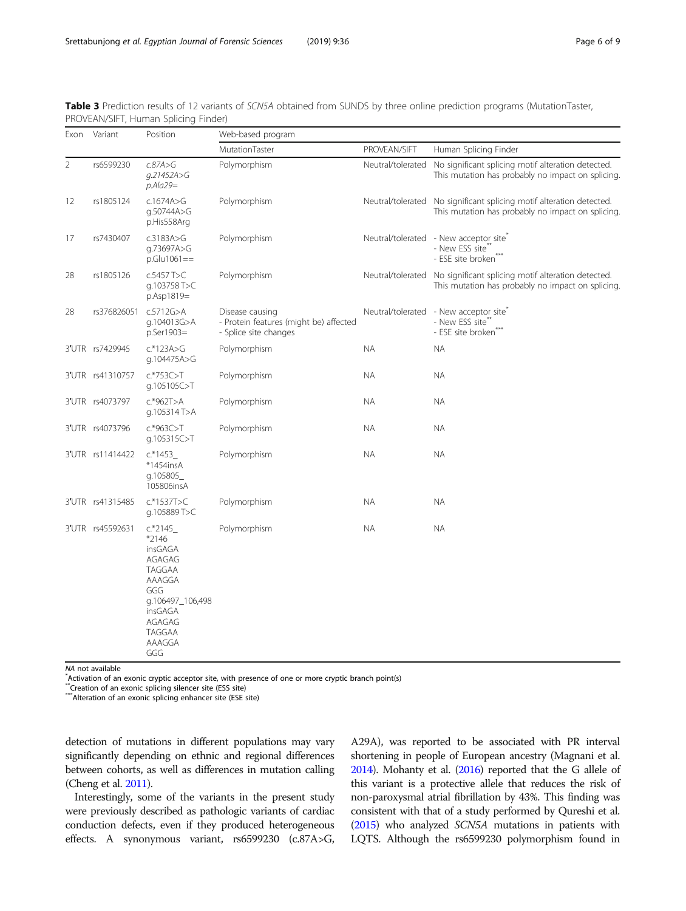**Table 3** Prediction results of 12 variants of *SCN5A* obtained from SUNDS by three online prediction programs (MutationTaster, PROVEAN/SIFT, Human Splicing Finder)

| Exon | Variant | Position | Web-based program | | |
|---|---|---|---|---|---|
| | | | MutationTaster | PROVEAN/SIFT | Human Splicing Finder |
| 2 | rs6599230 | *c.87A>G g.21452A>G p.Ala29=* | Polymorphism | Neutral/tolerated | No significant splicing motif alteration detected. This mutation has probably no impact on splicing. |
| 12 | rs1805124 | c.1674A>G g.50744A>G p.His558Arg | Polymorphism | Neutral/tolerated | No significant splicing motif alteration detected. This mutation has probably no impact on splicing. |
| 17 | rs7430407 | c.3183A>G g.73697A>G p.Glu1061== | Polymorphism | Neutral/tolerated | - New acceptor site* - New ESS site** - ESE site broken*** |
| 28 | rs1805126 | c.5457 T>C g.103758 T>C p.Asp1819= | Polymorphism | Neutral/tolerated | No significant splicing motif alteration detected. This mutation has probably no impact on splicing. |
| 28 | rs376826051 | c.5712G>A g.104013G>A p.Ser1903= | Disease causing - Protein features (might be) affected - Splice site changes | Neutral/tolerated | - New acceptor site* - New ESS site** - ESE site broken*** |
| 3'UTR | rs7429945 | c.*123A>G g.104475A>G | Polymorphism | NA | NA |
| 3'UTR | rs41310757 | c.*753C>T g.105105C>T | Polymorphism | NA | NA |
| 3'UTR | rs4073797 | c.*962T>A g.105314 T>A | Polymorphism | NA | NA |
| 3'UTR | rs4073796 | c.*963C>T g.105315C>T | Polymorphism | NA | NA |
| 3'UTR | rs11414422 | c.*1453_ *1454insA g.105805_ 105806insA | Polymorphism | NA | NA |
| 3'UTR | rs41315485 | c.*1537T>C g.105889 T>C | Polymorphism | NA | NA |
| 3'UTR | rs45592631 | c.*2145_ *2146 insGAGA AGAGAG TAGGAA AAAGGA GGG g.106497_106,498 insGAGA AGAGAG TAGGAA AAAGGA GGG | Polymorphism | NA | NA |

*NA* not available
*Activation of an exonic cryptic acceptor site, with presence of one or more cryptic branch point(s)
**Creation of an exonic splicing silencer site (ESS site)
***Alteration of an exonic splicing enhancer site (ESE site)

detection of mutations in different populations may vary significantly depending on ethnic and regional differences between cohorts, as well as differences in mutation calling (Cheng et al. 2011).

Interestingly, some of the variants in the present study were previously described as pathologic variants of cardiac conduction defects, even if they produced heterogeneous effects. A synonymous variant, rs6599230 (c.87A>G, A29A), was reported to be associated with PR interval shortening in people of European ancestry (Magnani et al. 2014). Mohanty et al. (2016) reported that the G allele of this variant is a protective allele that reduces the risk of non-paroxysmal atrial fibrillation by 43%. This finding was consistent with that of a study performed by Qureshi et al. (2015) who analyzed *SCN5A* mutations in patients with LQTS. Although the rs6599230 polymorphism found in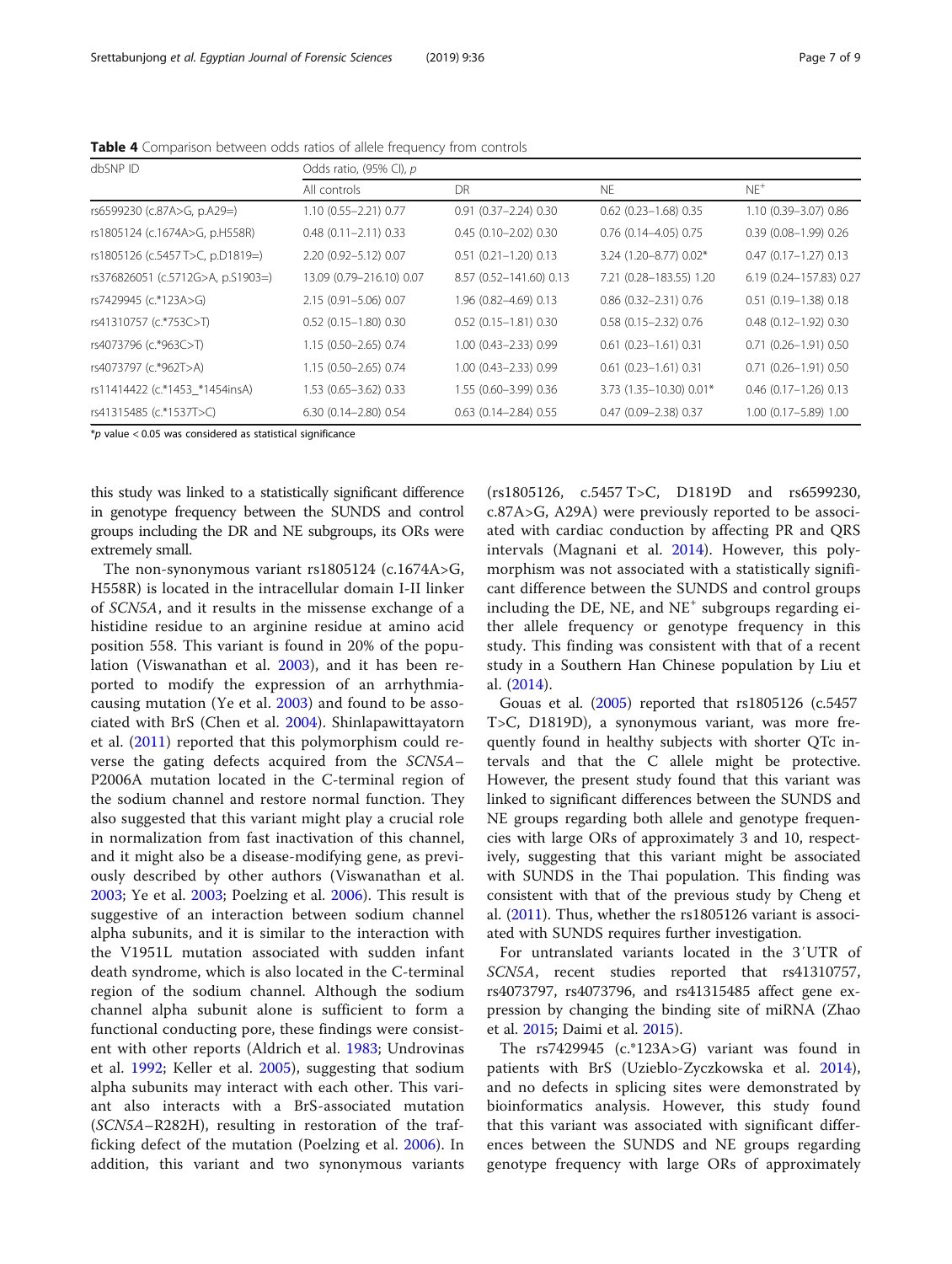**Table 4** Comparison between odds ratios of allele frequency from controls

| dbSNP ID | Odds ratio, (95% CI), *p* | | | |
|---|---|---|---|---|
| | All controls | DR | NE | NE[+] |
| rs6599230 (c.87A>G, p.A29=) | 1.10 (0.55–2.21) 0.77 | 0.91 (0.37–2.24) 0.30 | 0.62 (0.23–1.68) 0.35 | 1.10 (0.39–3.07) 0.86 |
| rs1805124 (c.1674A>G, p.H558R) | 0.48 (0.11–2.11) 0.33 | 0.45 (0.10–2.02) 0.30 | 0.76 (0.14–4.05) 0.75 | 0.39 (0.08–1.99) 0.26 |
| rs1805126 (c.5457 T>C, p.D1819=) | 2.20 (0.92–5.12) 0.07 | 0.51 (0.21–1.20) 0.13 | 3.24 (1.20–8.77) 0.02* | 0.47 (0.17–1.27) 0.13 |
| rs376826051 (c.5712G>A, p.S1903=) | 13.09 (0.79–216.10) 0.07 | 8.57 (0.52–141.60) 0.13 | 7.21 (0.28–183.55) 1.20 | 6.19 (0.24–157.83) 0.27 |
| rs7429945 (c.*123A>G) | 2.15 (0.91–5.06) 0.07 | 1.96 (0.82–4.69) 0.13 | 0.86 (0.32–2.31) 0.76 | 0.51 (0.19–1.38) 0.18 |
| rs41310757 (c.*753C>T) | 0.52 (0.15–1.80) 0.30 | 0.52 (0.15–1.81) 0.30 | 0.58 (0.15–2.32) 0.76 | 0.48 (0.12–1.92) 0.30 |
| rs4073796 (c.*963C>T) | 1.15 (0.50–2.65) 0.74 | 1.00 (0.43–2.33) 0.99 | 0.61 (0.23–1.61) 0.31 | 0.71 (0.26–1.91) 0.50 |
| rs4073797 (c.*962T>A) | 1.15 (0.50–2.65) 0.74 | 1.00 (0.43–2.33) 0.99 | 0.61 (0.23–1.61) 0.31 | 0.71 (0.26–1.91) 0.50 |
| rs11414422 (c.*1453_*1454insA) | 1.53 (0.65–3.62) 0.33 | 1.55 (0.60–3.99) 0.36 | 3.73 (1.35–10.30) 0.01* | 0.46 (0.17–1.26) 0.13 |
| rs41315485 (c.*1537T>C) | 6.30 (0.14–2.80) 0.54 | 0.63 (0.14–2.84) 0.55 | 0.47 (0.09–2.38) 0.37 | 1.00 (0.17–5.89) 1.00 |

*$p$ value < 0.05 was considered as statistical significance

this study was linked to a statistically significant difference in genotype frequency between the SUNDS and control groups including the DR and NE subgroups, its ORs were extremely small.

The non-synonymous variant rs1805124 (c.1674A>G, H558R) is located in the intracellular domain I-II linker of *SCN5A*, and it results in the missense exchange of a histidine residue to an arginine residue at amino acid position 558. This variant is found in 20% of the population (Viswanathan et al. 2003), and it has been reported to modify the expression of an arrhythmia-causing mutation (Ye et al. 2003) and found to be associated with BrS (Chen et al. 2004). Shinlapawittayatorn et al. (2011) reported that this polymorphism could reverse the gating defects acquired from the *SCN5A*–P2006A mutation located in the C-terminal region of the sodium channel and restore normal function. They also suggested that this variant might play a crucial role in normalization from fast inactivation of this channel, and it might also be a disease-modifying gene, as previously described by other authors (Viswanathan et al. 2003; Ye et al. 2003; Poelzing et al. 2006). This result is suggestive of an interaction between sodium channel alpha subunits, and it is similar to the interaction with the V1951L mutation associated with sudden infant death syndrome, which is also located in the C-terminal region of the sodium channel. Although the sodium channel alpha subunit alone is sufficient to form a functional conducting pore, these findings were consistent with other reports (Aldrich et al. 1983; Undrovinas et al. 1992; Keller et al. 2005), suggesting that sodium alpha subunits may interact with each other. This variant also interacts with a BrS-associated mutation (*SCN5A*–R282H), resulting in restoration of the trafficking defect of the mutation (Poelzing et al. 2006). In addition, this variant and two synonymous variants (rs1805126, c.5457 T>C, D1819D and rs6599230, c.87A>G, A29A) were previously reported to be associated with cardiac conduction by affecting PR and QRS intervals (Magnani et al. 2014). However, this polymorphism was not associated with a statistically significant difference between the SUNDS and control groups including the DE, NE, and NE[+] subgroups regarding either allele frequency or genotype frequency in this study. This finding was consistent with that of a recent study in a Southern Han Chinese population by Liu et al. (2014).

Gouas et al. (2005) reported that rs1805126 (c.5457 T>C, D1819D), a synonymous variant, was more frequently found in healthy subjects with shorter QTc intervals and that the C allele might be protective. However, the present study found that this variant was linked to significant differences between the SUNDS and NE groups regarding both allele and genotype frequencies with large ORs of approximately 3 and 10, respectively, suggesting that this variant might be associated with SUNDS in the Thai population. This finding was consistent with that of the previous study by Cheng et al. (2011). Thus, whether the rs1805126 variant is associated with SUNDS requires further investigation.

For untranslated variants located in the 3′UTR of *SCN5A*, recent studies reported that rs41310757, rs4073797, rs4073796, and rs41315485 affect gene expression by changing the binding site of miRNA (Zhao et al. 2015; Daimi et al. 2015).

The rs7429945 (c.*123A>G) variant was found in patients with BrS (Uzieblo-Zyczkowska et al. 2014), and no defects in splicing sites were demonstrated by bioinformatics analysis. However, this study found that this variant was associated with significant differences between the SUNDS and NE groups regarding genotype frequency with large ORs of approximately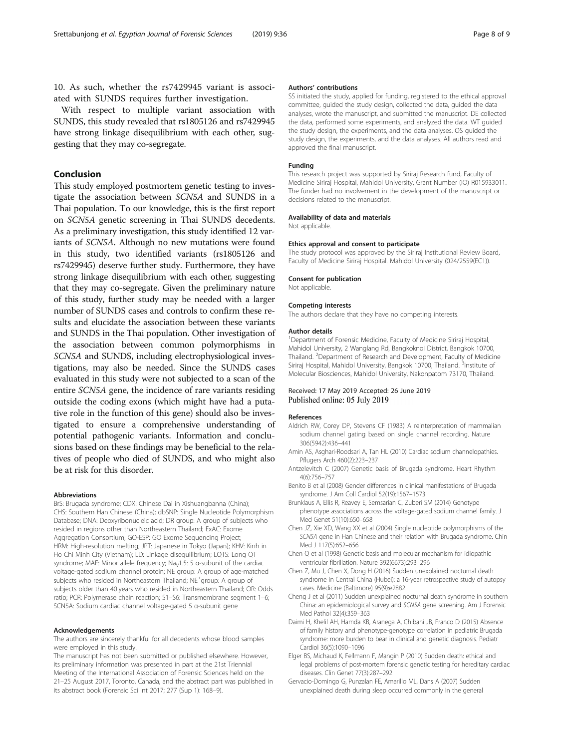10. As such, whether the rs7429945 variant is associated with SUNDS requires further investigation.

With respect to multiple variant association with SUNDS, this study revealed that rs1805126 and rs7429945 have strong linkage disequilibrium with each other, suggesting that they may co-segregate.

## Conclusion

This study employed postmortem genetic testing to investigate the association between *SCN5A* and SUNDS in a Thai population. To our knowledge, this is the first report on *SCN5A* genetic screening in Thai SUNDS decedents. As a preliminary investigation, this study identified 12 variants of *SCN5A*. Although no new mutations were found in this study, two identified variants (rs1805126 and rs7429945) deserve further study. Furthermore, they have strong linkage disequilibrium with each other, suggesting that they may co-segregate. Given the preliminary nature of this study, further study may be needed with a larger number of SUNDS cases and controls to confirm these results and elucidate the association between these variants and SUNDS in the Thai population. Other investigation of the association between common polymorphisms in *SCN5A* and SUNDS, including electrophysiological investigations, may also be needed. Since the SUNDS cases evaluated in this study were not subjected to a scan of the entire *SCN5A* gene, the incidence of rare variants residing outside the coding exons (which might have had a putative role in the function of this gene) should also be investigated to ensure a comprehensive understanding of potential pathogenic variants. Information and conclusions based on these findings may be beneficial to the relatives of people who died of SUNDS, and who might also be at risk for this disorder.

#### Abbreviations

BrS: Brugada syndrome; CDX: Chinese Dai in Xishuangbanna (China); CHS: Southern Han Chinese (China); dbSNP: Single Nucleotide Polymorphism Database; DNA: Deoxyribonucleic acid; DR group: A group of subjects who resided in regions other than Northeastern Thailand; ExAC: Exome Aggregation Consortium; GO-ESP: GO Exome Sequencing Project; HRM: High-resolution melting; JPT: Japanese in Tokyo (Japan); KHV: Kinh in Ho Chi Minh City (Vietnam); LD: Linkage disequilibrium; LQTS: Long QT syndrome; MAF: Minor allele frequency; $Na_V1.5$: 5 α-subunit of the cardiac voltage-gated sodium channel protein; NE group: A group of age-matched subjects who resided in Northeastern Thailand; $NE^+$group: A group of subjects older than 40 years who resided in Northeastern Thailand; OR: Odds ratio; PCR: Polymerase chain reaction; S1–S6: Transmembrane segment 1–6; SCN5A: Sodium cardiac channel voltage-gated 5 α-subunit gene

#### Acknowledgements

The authors are sincerely thankful for all decedents whose blood samples were employed in this study.

The manuscript has not been submitted or published elsewhere. However, its preliminary information was presented in part at the 21st Triennial Meeting of the International Association of Forensic Sciences held on the 21–25 August 2017, Toronto, Canada, and the abstract part was published in its abstract book (Forensic Sci Int 2017; 277 (Sup 1): 168–9).

#### Authors' contributions

SS initiated the study, applied for funding, registered to the ethical approval committee, guided the study design, collected the data, guided the data analyses, wrote the manuscript, and submitted the manuscript. DE collected the data, performed some experiments, and analyzed the data. WT guided the study design, the experiments, and the data analyses. OS guided the study design, the experiments, and the data analyses. All authors read and approved the final manuscript.

#### Funding

This research project was supported by Siriraj Research fund, Faculty of Medicine Siriraj Hospital, Mahidol University, Grant Number (IO) R015933011. The funder had no involvement in the development of the manuscript or decisions related to the manuscript.

#### Availability of data and materials

Not applicable.

#### Ethics approval and consent to participate

The study protocol was approved by the Siriraj Institutional Review Board, Faculty of Medicine Siriraj Hospital. Mahidol University (024/2559(EC1)).

#### Consent for publication

Not applicable.

#### Competing interests

The authors declare that they have no competing interests.

#### Author details

[1]Department of Forensic Medicine, Faculty of Medicine Siriraj Hospital, Mahidol University, 2 Wanglang Rd, Bangkoknoi District, Bangkok 10700, Thailand. [2]Department of Research and Development, Faculty of Medicine Siriraj Hospital, Mahidol University, Bangkok 10700, Thailand. [3]Institute of Molecular Biosciences, Mahidol University, Nakonpatom 73170, Thailand.

Received: 17 May 2019 Accepted: 26 June 2019
Published online: 05 July 2019

#### References

Aldrich RW, Corey DP, Stevens CF (1983) A reinterpretation of mammalian sodium channel gating based on single channel recording. Nature 306(5942):436–441

Amin AS, Asghari-Roodsari A, Tan HL (2010) Cardiac sodium channelopathies. Pflugers Arch 460(2):223–237

Antzelevitch C (2007) Genetic basis of Brugada syndrome. Heart Rhythm 4(6):756–757

Benito B et al (2008) Gender differences in clinical manifestations of Brugada syndrome. J Am Coll Cardiol 52(19):1567–1573

Brunklaus A, Ellis R, Reavey E, Semsarian C, Zuberi SM (2014) Genotype phenotype associations across the voltage-gated sodium channel family. J Med Genet 51(10):650–658

Chen JZ, Xie XD, Wang XX et al (2004) Single nucleotide polymorphisms of the *SCN5A* gene in Han Chinese and their relation with Brugada syndrome. Chin Med J 117(5):652–656

Chen Q et al (1998) Genetic basis and molecular mechanism for idiopathic ventricular fibrillation. Nature 392(6673):293–296

Chen Z, Mu J, Chen X, Dong H (2016) Sudden unexplained nocturnal death syndrome in Central China (Hubei): a 16-year retrospective study of autopsy cases. Medicine (Baltimore) 95(9):e2882

Cheng J et al (2011) Sudden unexplained nocturnal death syndrome in southern China: an epidemiological survey and *SCN5A* gene screening. Am J Forensic Med Pathol 32(4):359–363

Daimi H, Khelil AH, Hamda KB, Aranega A, Chibani JB, Franco D (2015) Absence of family history and phenotype-genotype correlation in pediatric Brugada syndrome: more burden to bear in clinical and genetic diagnosis. Pediatr Cardiol 36(5):1090–1096

Elger BS, Michaud K, Fellmann F, Mangin P (2010) Sudden death: ethical and legal problems of post-mortem forensic genetic testing for hereditary cardiac diseases. Clin Genet 77(3):287–292

Gervacio-Domingo G, Punzalan FE, Amarillo ML, Dans A (2007) Sudden unexplained death during sleep occurred commonly in the general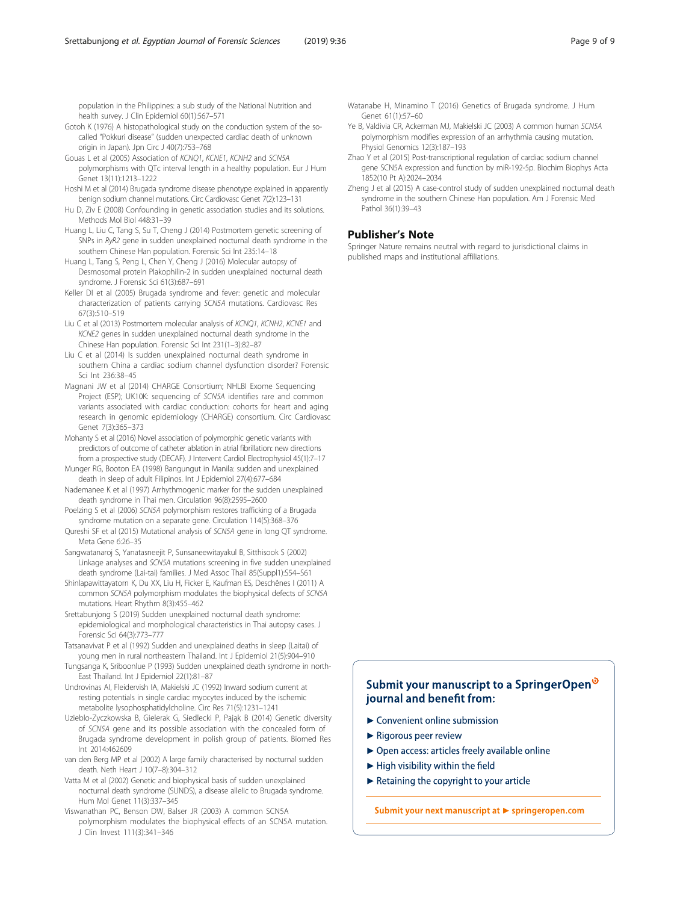population in the Philippines: a sub study of the National Nutrition and health survey. J Clin Epidemiol 60(1):567–571

Gotoh K (1976) A histopathological study on the conduction system of the so-called "Pokkuri disease" (sudden unexpected cardiac death of unknown origin in Japan). Jpn Circ J 40(7):753–768

Gouas L et al (2005) Association of *KCNQ1*, *KCNE1*, *KCNH2* and *SCN5A* polymorphisms with QTc interval length in a healthy population. Eur J Hum Genet 13(11):1213–1222

Hoshi M et al (2014) Brugada syndrome disease phenotype explained in apparently benign sodium channel mutations. Circ Cardiovasc Genet 7(2):123–131

Hu D, Ziv E (2008) Confounding in genetic association studies and its solutions. Methods Mol Biol 448:31–39

Huang L, Liu C, Tang S, Su T, Cheng J (2014) Postmortem genetic screening of SNPs in *RyR2* gene in sudden unexplained nocturnal death syndrome in the southern Chinese Han population. Forensic Sci Int 235:14–18

Huang L, Tang S, Peng L, Chen Y, Cheng J (2016) Molecular autopsy of Desmosomal protein Plakophilin-2 in sudden unexplained nocturnal death syndrome. J Forensic Sci 61(3):687–691

Keller DI et al (2005) Brugada syndrome and fever: genetic and molecular characterization of patients carrying *SCN5A* mutations. Cardiovasc Res 67(3):510–519

Liu C et al (2013) Postmortem molecular analysis of *KCNQ1*, *KCNH2*, *KCNE1* and *KCNE2* genes in sudden unexplained nocturnal death syndrome in the Chinese Han population. Forensic Sci Int 231(1–3):82–87

Liu C et al (2014) Is sudden unexplained nocturnal death syndrome in southern China a cardiac sodium channel dysfunction disorder? Forensic Sci Int 236:38–45

Magnani JW et al (2014) CHARGE Consortium; NHLBI Exome Sequencing Project (ESP); UK10K: sequencing of *SCN5A* identifies rare and common variants associated with cardiac conduction: cohorts for heart and aging research in genomic epidemiology (CHARGE) consortium. Circ Cardiovasc Genet 7(3):365–373

Mohanty S et al (2016) Novel association of polymorphic genetic variants with predictors of outcome of catheter ablation in atrial fibrillation: new directions from a prospective study (DECAF). J Intervent Cardiol Electrophysiol 45(1):7–17

Munger RG, Booton EA (1998) Bangungut in Manila: sudden and unexplained death in sleep of adult Filipinos. Int J Epidemiol 27(4):677–684

Nademanee K et al (1997) Arrhythmogenic marker for the sudden unexplained death syndrome in Thai men. Circulation 96(8):2595–2600

Poelzing S et al (2006) *SCN5A* polymorphism restores trafficking of a Brugada syndrome mutation on a separate gene. Circulation 114(5):368–376

Qureshi SF et al (2015) Mutational analysis of *SCN5A* gene in long QT syndrome. Meta Gene 6:26–35

Sangwatanaroj S, Yanatasneejit P, Sunsaneewitayakul B, Sitthisook S (2002) Linkage analyses and *SCN5A* mutations screening in five sudden unexplained death syndrome (Lai-tai) families. J Med Assoc Thail 85(Suppl1):S54–S61

Shinlapawittayatorn K, Du XX, Liu H, Ficker E, Kaufman ES, Deschênes I (2011) A common *SCN5A* polymorphism modulates the biophysical defects of *SCN5A* mutations. Heart Rhythm 8(3):455–462

Srettabunjong S (2019) Sudden unexplained nocturnal death syndrome: epidemiological and morphological characteristics in Thai autopsy cases. J Forensic Sci 64(3):773–777

Tatsanavivat P et al (1992) Sudden and unexplained deaths in sleep (Laitai) of young men in rural northeastern Thailand. Int J Epidemiol 21(5):904–910

Tungsanga K, Sriboonlue P (1993) Sudden unexplained death syndrome in north-East Thailand. Int J Epidemiol 22(1):81–87

Undrovinas AI, Fleidervish IA, Makielski JC (1992) Inward sodium current at resting potentials in single cardiac myocytes induced by the ischemic metabolite lysophosphatidylcholine. Circ Res 71(5):1231–1241

Uzieblo-Zyczkowska B, Gielerak G, Siedlecki P, Pająk B (2014) Genetic diversity of *SCN5A* gene and its possible association with the concealed form of Brugada syndrome development in polish group of patients. Biomed Res Int 2014:462609

van den Berg MP et al (2002) A large family characterised by nocturnal sudden death. Neth Heart J 10(7–8):304–312

Vatta M et al (2002) Genetic and biophysical basis of sudden unexplained nocturnal death syndrome (SUNDS), a disease allelic to Brugada syndrome. Hum Mol Genet 11(3):337–345

Viswanathan PC, Benson DW, Balser JR (2003) A common SCN5A polymorphism modulates the biophysical effects of an SCN5A mutation. J Clin Invest 111(3):341–346

Watanabe H, Minamino T (2016) Genetics of Brugada syndrome. J Hum Genet 61(1):57–60

Ye B, Valdivia CR, Ackerman MJ, Makielski JC (2003) A common human *SCN5A* polymorphism modifies expression of an arrhythmia causing mutation. Physiol Genomics 12(3):187–193

Zhao Y et al (2015) Post-transcriptional regulation of cardiac sodium channel gene SCN5A expression and function by miR-192-5p. Biochim Biophys Acta 1852(10 Pt A):2024–2034

Zheng J et al (2015) A case-control study of sudden unexplained nocturnal death syndrome in the southern Chinese Han population. Am J Forensic Med Pathol 36(1):39–43

## Publisher's Note

Springer Nature remains neutral with regard to jurisdictional claims in published maps and institutional affiliations.

**Submit your manuscript to a SpringerOpen journal and benefit from:**

- ► Convenient online submission
- ► Rigorous peer review
- ► Open access: articles freely available online
- ► High visibility within the field
- ► Retaining the copyright to your article

**Submit your next manuscript at ► springeropen.com**